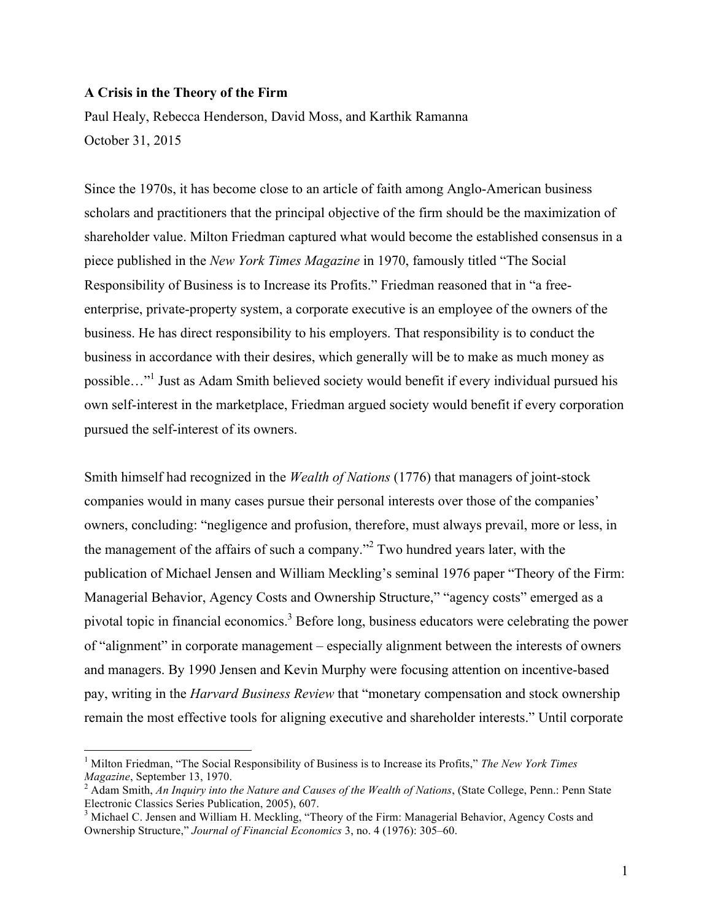**A Crisis in the Theory of the Firm**

Paul Healy, Rebecca Henderson, David Moss, and Karthik Ramanna

October 31, 2015

Since the 1970s, it has become close to an article of faith among Anglo-American business scholars and practitioners that the principal objective of the firm should be the maximization of shareholder value. Milton Friedman captured what would become the established consensus in a piece published in the *New York Times Magazine* in 1970, famously titled "The Social Responsibility of Business is to Increase its Profits." Friedman reasoned that in "a free-enterprise, private-property system, a corporate executive is an employee of the owners of the business. He has direct responsibility to his employers. That responsibility is to conduct the business in accordance with their desires, which generally will be to make as much money as possible…"[1] Just as Adam Smith believed society would benefit if every individual pursued his own self-interest in the marketplace, Friedman argued society would benefit if every corporation pursued the self-interest of its owners.

Smith himself had recognized in the *Wealth of Nations* (1776) that managers of joint-stock companies would in many cases pursue their personal interests over those of the companies' owners, concluding: "negligence and profusion, therefore, must always prevail, more or less, in the management of the affairs of such a company."[2] Two hundred years later, with the publication of Michael Jensen and William Meckling's seminal 1976 paper "Theory of the Firm: Managerial Behavior, Agency Costs and Ownership Structure," "agency costs" emerged as a pivotal topic in financial economics.[3] Before long, business educators were celebrating the power of "alignment" in corporate management – especially alignment between the interests of owners and managers. By 1990 Jensen and Kevin Murphy were focusing attention on incentive-based pay, writing in the *Harvard Business Review* that "monetary compensation and stock ownership remain the most effective tools for aligning executive and shareholder interests." Until corporate

---

[1] Milton Friedman, "The Social Responsibility of Business is to Increase its Profits," *The New York Times Magazine*, September 13, 1970.

[2] Adam Smith, *An Inquiry into the Nature and Causes of the Wealth of Nations*, (State College, Penn.: Penn State Electronic Classics Series Publication, 2005), 607.

[3] Michael C. Jensen and William H. Meckling, "Theory of the Firm: Managerial Behavior, Agency Costs and Ownership Structure," *Journal of Financial Economics* 3, no. 4 (1976): 305–60.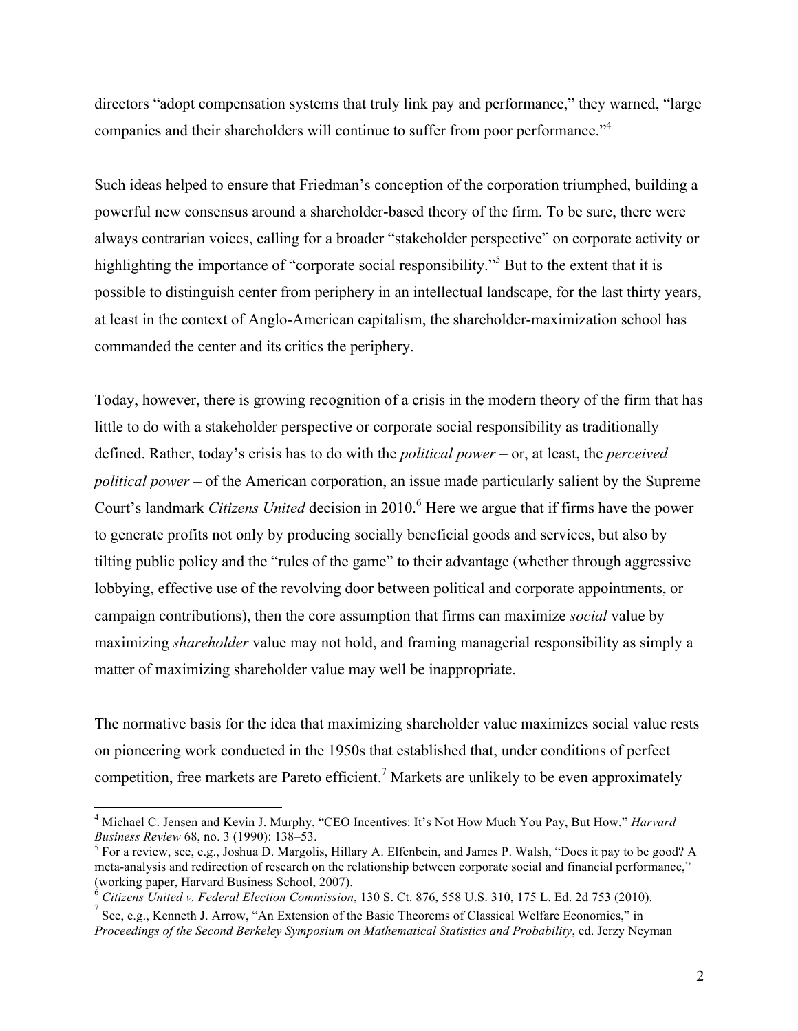directors "adopt compensation systems that truly link pay and performance," they warned, "large companies and their shareholders will continue to suffer from poor performance."[4]

Such ideas helped to ensure that Friedman's conception of the corporation triumphed, building a powerful new consensus around a shareholder-based theory of the firm. To be sure, there were always contrarian voices, calling for a broader "stakeholder perspective" on corporate activity or highlighting the importance of "corporate social responsibility."[5] But to the extent that it is possible to distinguish center from periphery in an intellectual landscape, for the last thirty years, at least in the context of Anglo-American capitalism, the shareholder-maximization school has commanded the center and its critics the periphery.

Today, however, there is growing recognition of a crisis in the modern theory of the firm that has little to do with a stakeholder perspective or corporate social responsibility as traditionally defined. Rather, today's crisis has to do with the *political power* – or, at least, the *perceived political power* – of the American corporation, an issue made particularly salient by the Supreme Court's landmark *Citizens United* decision in 2010.[6] Here we argue that if firms have the power to generate profits not only by producing socially beneficial goods and services, but also by tilting public policy and the "rules of the game" to their advantage (whether through aggressive lobbying, effective use of the revolving door between political and corporate appointments, or campaign contributions), then the core assumption that firms can maximize *social* value by maximizing *shareholder* value may not hold, and framing managerial responsibility as simply a matter of maximizing shareholder value may well be inappropriate.

The normative basis for the idea that maximizing shareholder value maximizes social value rests on pioneering work conducted in the 1950s that established that, under conditions of perfect competition, free markets are Pareto efficient.[7] Markets are unlikely to be even approximately

---

[4] Michael C. Jensen and Kevin J. Murphy, "CEO Incentives: It's Not How Much You Pay, But How," *Harvard Business Review* 68, no. 3 (1990): 138–53.

[5] For a review, see, e.g., Joshua D. Margolis, Hillary A. Elfenbein, and James P. Walsh, "Does it pay to be good? A meta-analysis and redirection of research on the relationship between corporate social and financial performance," (working paper, Harvard Business School, 2007).

[6] *Citizens United v. Federal Election Commission*, 130 S. Ct. 876, 558 U.S. 310, 175 L. Ed. 2d 753 (2010).

[7] See, e.g., Kenneth J. Arrow, "An Extension of the Basic Theorems of Classical Welfare Economics," in *Proceedings of the Second Berkeley Symposium on Mathematical Statistics and Probability*, ed. Jerzy Neyman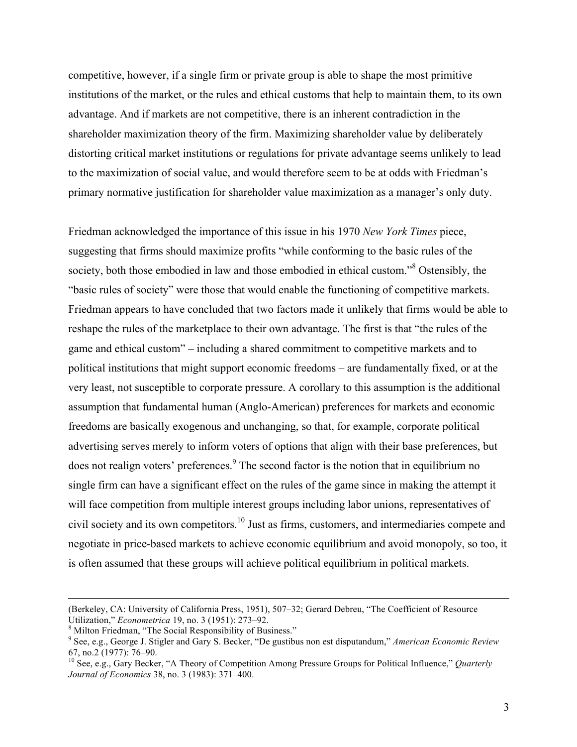competitive, however, if a single firm or private group is able to shape the most primitive institutions of the market, or the rules and ethical customs that help to maintain them, to its own advantage. And if markets are not competitive, there is an inherent contradiction in the shareholder maximization theory of the firm. Maximizing shareholder value by deliberately distorting critical market institutions or regulations for private advantage seems unlikely to lead to the maximization of social value, and would therefore seem to be at odds with Friedman's primary normative justification for shareholder value maximization as a manager's only duty.

Friedman acknowledged the importance of this issue in his 1970 *New York Times* piece, suggesting that firms should maximize profits "while conforming to the basic rules of the society, both those embodied in law and those embodied in ethical custom."[8] Ostensibly, the "basic rules of society" were those that would enable the functioning of competitive markets. Friedman appears to have concluded that two factors made it unlikely that firms would be able to reshape the rules of the marketplace to their own advantage. The first is that "the rules of the game and ethical custom" – including a shared commitment to competitive markets and to political institutions that might support economic freedoms – are fundamentally fixed, or at the very least, not susceptible to corporate pressure. A corollary to this assumption is the additional assumption that fundamental human (Anglo-American) preferences for markets and economic freedoms are basically exogenous and unchanging, so that, for example, corporate political advertising serves merely to inform voters of options that align with their base preferences, but does not realign voters' preferences.[9] The second factor is the notion that in equilibrium no single firm can have a significant effect on the rules of the game since in making the attempt it will face competition from multiple interest groups including labor unions, representatives of civil society and its own competitors.[10] Just as firms, customers, and intermediaries compete and negotiate in price-based markets to achieve economic equilibrium and avoid monopoly, so too, it is often assumed that these groups will achieve political equilibrium in political markets.

---

(Berkeley, CA: University of California Press, 1951), 507–32; Gerard Debreu, "The Coefficient of Resource Utilization," *Econometrica* 19, no. 3 (1951): 273–92.

[8] Milton Friedman, "The Social Responsibility of Business."

[9] See, e.g., George J. Stigler and Gary S. Becker, "De gustibus non est disputandum," *American Economic Review* 67, no.2 (1977): 76–90.

[10] See, e.g., Gary Becker, "A Theory of Competition Among Pressure Groups for Political Influence," *Quarterly Journal of Economics* 38, no. 3 (1983): 371–400.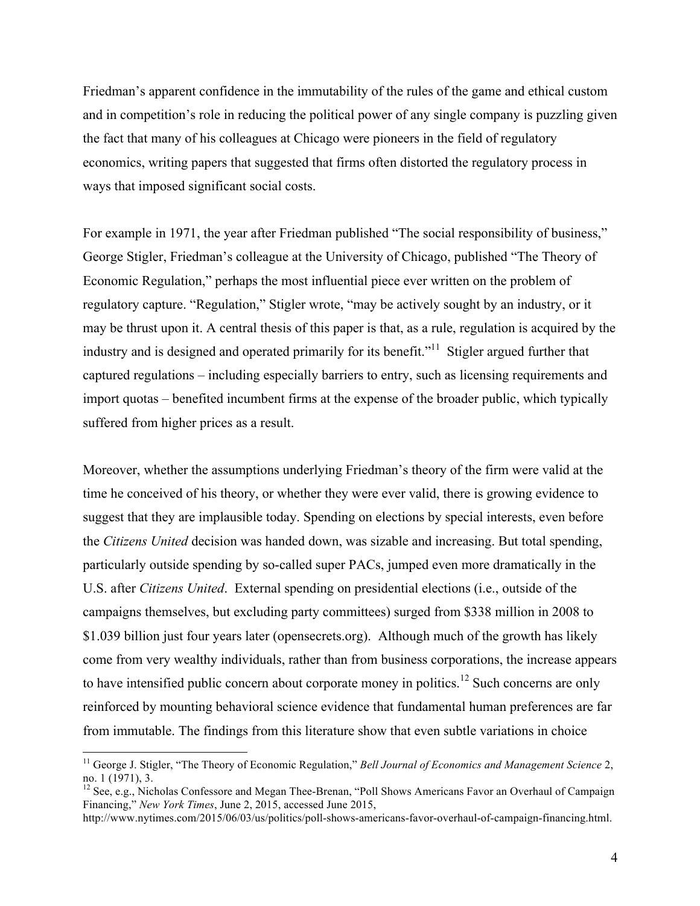Friedman's apparent confidence in the immutability of the rules of the game and ethical custom and in competition's role in reducing the political power of any single company is puzzling given the fact that many of his colleagues at Chicago were pioneers in the field of regulatory economics, writing papers that suggested that firms often distorted the regulatory process in ways that imposed significant social costs.

For example in 1971, the year after Friedman published "The social responsibility of business," George Stigler, Friedman's colleague at the University of Chicago, published "The Theory of Economic Regulation," perhaps the most influential piece ever written on the problem of regulatory capture. "Regulation," Stigler wrote, "may be actively sought by an industry, or it may be thrust upon it. A central thesis of this paper is that, as a rule, regulation is acquired by the industry and is designed and operated primarily for its benefit."[11] Stigler argued further that captured regulations – including especially barriers to entry, such as licensing requirements and import quotas – benefited incumbent firms at the expense of the broader public, which typically suffered from higher prices as a result.

Moreover, whether the assumptions underlying Friedman's theory of the firm were valid at the time he conceived of his theory, or whether they were ever valid, there is growing evidence to suggest that they are implausible today. Spending on elections by special interests, even before the *Citizens United* decision was handed down, was sizable and increasing. But total spending, particularly outside spending by so-called super PACs, jumped even more dramatically in the U.S. after *Citizens United*. External spending on presidential elections (i.e., outside of the campaigns themselves, but excluding party committees) surged from \$338 million in 2008 to \$1.039 billion just four years later (opensecrets.org). Although much of the growth has likely come from very wealthy individuals, rather than from business corporations, the increase appears to have intensified public concern about corporate money in politics.[12] Such concerns are only reinforced by mounting behavioral science evidence that fundamental human preferences are far from immutable. The findings from this literature show that even subtle variations in choice

[11] George J. Stigler, "The Theory of Economic Regulation," *Bell Journal of Economics and Management Science* 2, no. 1 (1971), 3.

[12] See, e.g., Nicholas Confessore and Megan Thee-Brenan, "Poll Shows Americans Favor an Overhaul of Campaign Financing," *New York Times*, June 2, 2015, accessed June 2015, http://www.nytimes.com/2015/06/03/us/politics/poll-shows-americans-favor-overhaul-of-campaign-financing.html.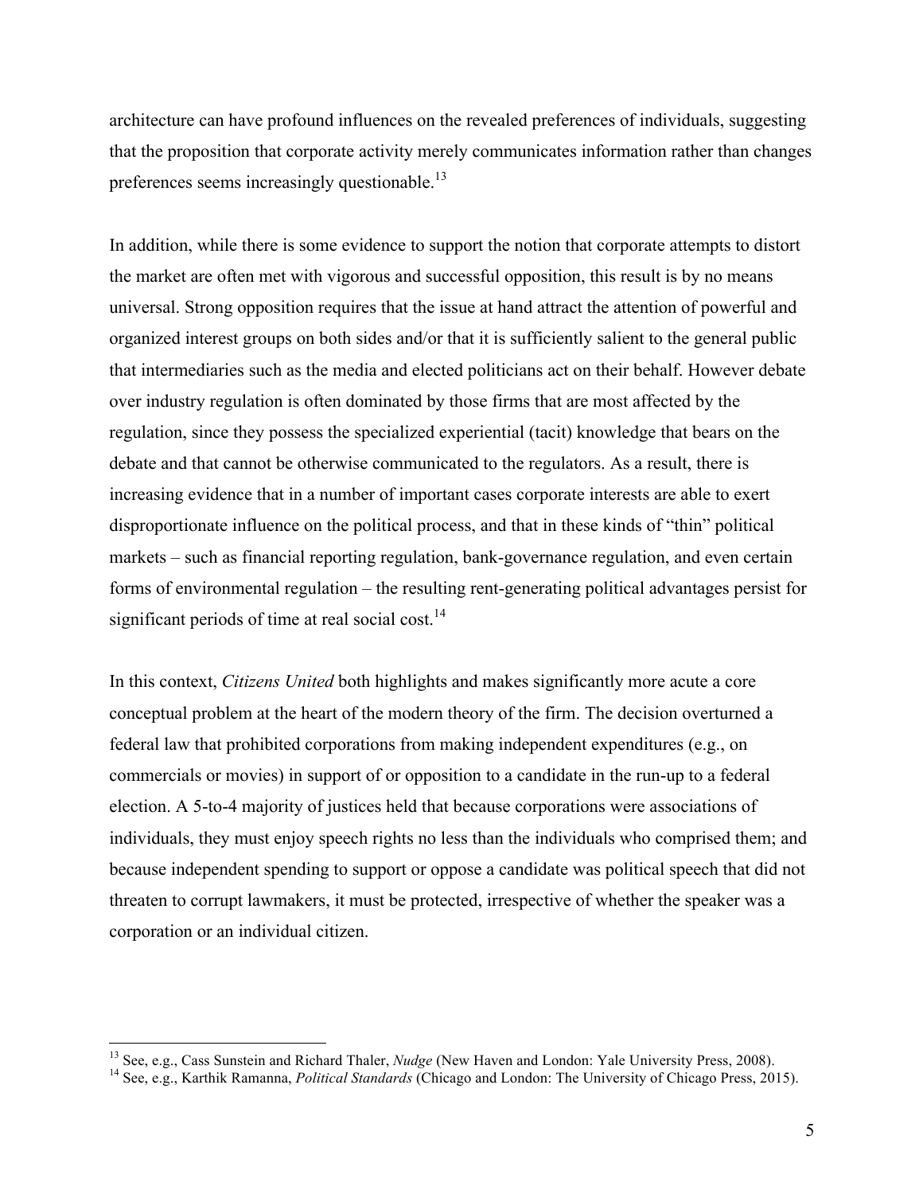architecture can have profound influences on the revealed preferences of individuals, suggesting that the proposition that corporate activity merely communicates information rather than changes preferences seems increasingly questionable.[13]

In addition, while there is some evidence to support the notion that corporate attempts to distort the market are often met with vigorous and successful opposition, this result is by no means universal. Strong opposition requires that the issue at hand attract the attention of powerful and organized interest groups on both sides and/or that it is sufficiently salient to the general public that intermediaries such as the media and elected politicians act on their behalf. However debate over industry regulation is often dominated by those firms that are most affected by the regulation, since they possess the specialized experiential (tacit) knowledge that bears on the debate and that cannot be otherwise communicated to the regulators. As a result, there is increasing evidence that in a number of important cases corporate interests are able to exert disproportionate influence on the political process, and that in these kinds of "thin" political markets – such as financial reporting regulation, bank-governance regulation, and even certain forms of environmental regulation – the resulting rent-generating political advantages persist for significant periods of time at real social cost.[14]

In this context, *Citizens United* both highlights and makes significantly more acute a core conceptual problem at the heart of the modern theory of the firm. The decision overturned a federal law that prohibited corporations from making independent expenditures (e.g., on commercials or movies) in support of or opposition to a candidate in the run-up to a federal election. A 5-to-4 majority of justices held that because corporations were associations of individuals, they must enjoy speech rights no less than the individuals who comprised them; and because independent spending to support or oppose a candidate was political speech that did not threaten to corrupt lawmakers, it must be protected, irrespective of whether the speaker was a corporation or an individual citizen.

---

[13] See, e.g., Cass Sunstein and Richard Thaler, *Nudge* (New Haven and London: Yale University Press, 2008).

[14] See, e.g., Karthik Ramanna, *Political Standards* (Chicago and London: The University of Chicago Press, 2015).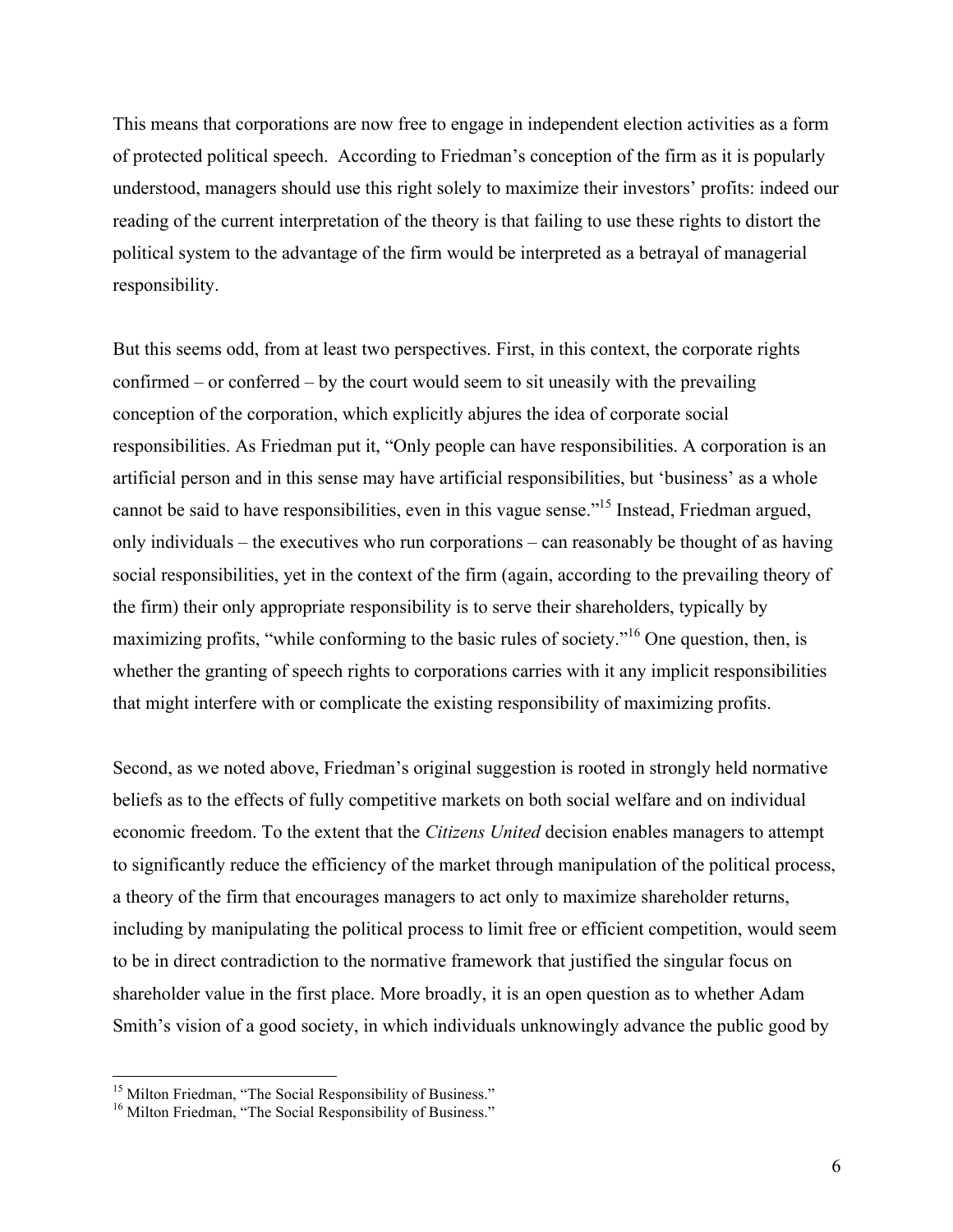This means that corporations are now free to engage in independent election activities as a form of protected political speech. According to Friedman's conception of the firm as it is popularly understood, managers should use this right solely to maximize their investors' profits: indeed our reading of the current interpretation of the theory is that failing to use these rights to distort the political system to the advantage of the firm would be interpreted as a betrayal of managerial responsibility.

But this seems odd, from at least two perspectives. First, in this context, the corporate rights confirmed – or conferred – by the court would seem to sit uneasily with the prevailing conception of the corporation, which explicitly abjures the idea of corporate social responsibilities. As Friedman put it, "Only people can have responsibilities. A corporation is an artificial person and in this sense may have artificial responsibilities, but 'business' as a whole cannot be said to have responsibilities, even in this vague sense."[15] Instead, Friedman argued, only individuals – the executives who run corporations – can reasonably be thought of as having social responsibilities, yet in the context of the firm (again, according to the prevailing theory of the firm) their only appropriate responsibility is to serve their shareholders, typically by maximizing profits, "while conforming to the basic rules of society."[16] One question, then, is whether the granting of speech rights to corporations carries with it any implicit responsibilities that might interfere with or complicate the existing responsibility of maximizing profits.

Second, as we noted above, Friedman's original suggestion is rooted in strongly held normative beliefs as to the effects of fully competitive markets on both social welfare and on individual economic freedom. To the extent that the *Citizens United* decision enables managers to attempt to significantly reduce the efficiency of the market through manipulation of the political process, a theory of the firm that encourages managers to act only to maximize shareholder returns, including by manipulating the political process to limit free or efficient competition, would seem to be in direct contradiction to the normative framework that justified the singular focus on shareholder value in the first place. More broadly, it is an open question as to whether Adam Smith's vision of a good society, in which individuals unknowingly advance the public good by

[15] Milton Friedman, "The Social Responsibility of Business."

[16] Milton Friedman, "The Social Responsibility of Business."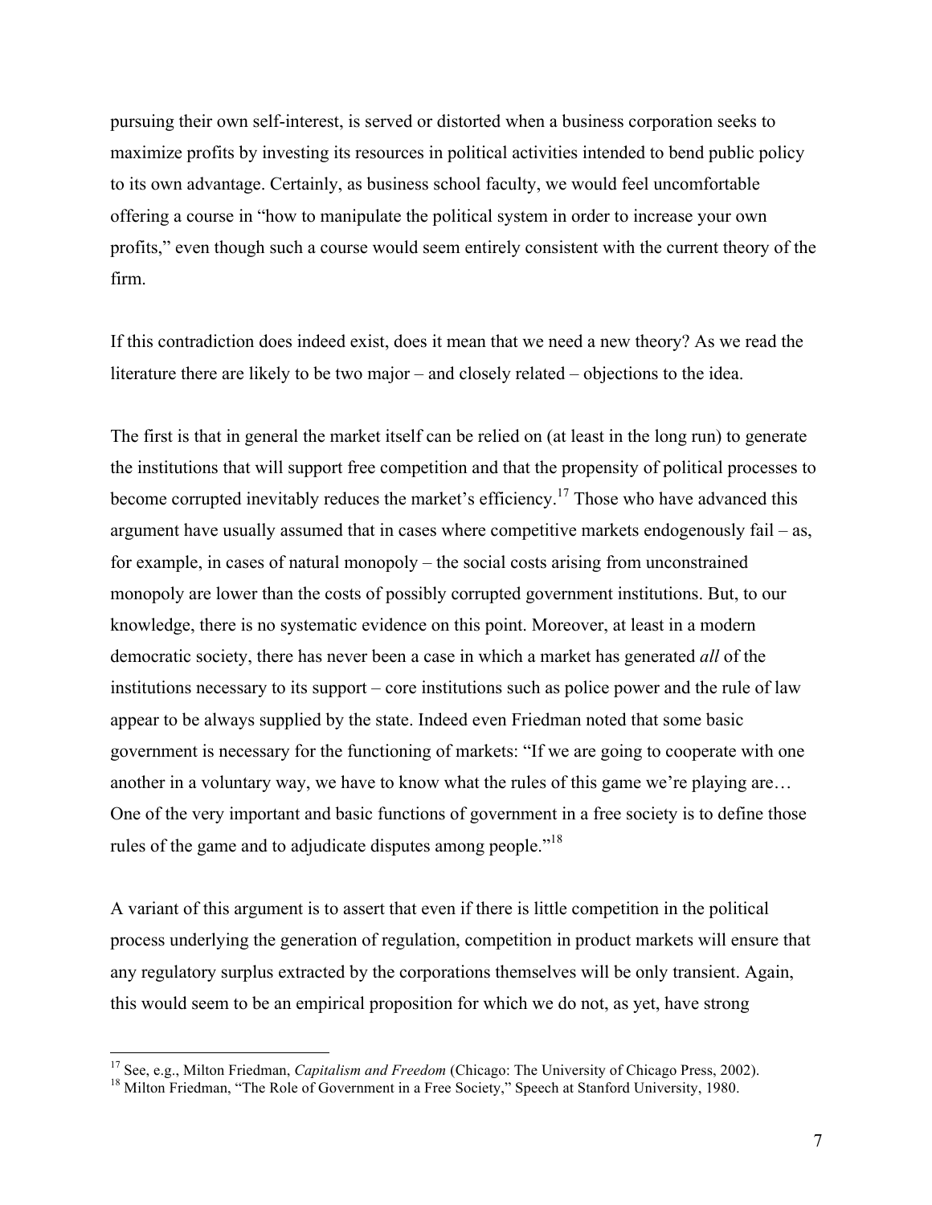pursuing their own self-interest, is served or distorted when a business corporation seeks to maximize profits by investing its resources in political activities intended to bend public policy to its own advantage. Certainly, as business school faculty, we would feel uncomfortable offering a course in "how to manipulate the political system in order to increase your own profits," even though such a course would seem entirely consistent with the current theory of the firm.

If this contradiction does indeed exist, does it mean that we need a new theory? As we read the literature there are likely to be two major – and closely related – objections to the idea.

The first is that in general the market itself can be relied on (at least in the long run) to generate the institutions that will support free competition and that the propensity of political processes to become corrupted inevitably reduces the market's efficiency.[17] Those who have advanced this argument have usually assumed that in cases where competitive markets endogenously fail – as, for example, in cases of natural monopoly – the social costs arising from unconstrained monopoly are lower than the costs of possibly corrupted government institutions. But, to our knowledge, there is no systematic evidence on this point. Moreover, at least in a modern democratic society, there has never been a case in which a market has generated *all* of the institutions necessary to its support – core institutions such as police power and the rule of law appear to be always supplied by the state. Indeed even Friedman noted that some basic government is necessary for the functioning of markets: "If we are going to cooperate with one another in a voluntary way, we have to know what the rules of this game we're playing are… One of the very important and basic functions of government in a free society is to define those rules of the game and to adjudicate disputes among people."[18]

A variant of this argument is to assert that even if there is little competition in the political process underlying the generation of regulation, competition in product markets will ensure that any regulatory surplus extracted by the corporations themselves will be only transient. Again, this would seem to be an empirical proposition for which we do not, as yet, have strong

[17] See, e.g., Milton Friedman, *Capitalism and Freedom* (Chicago: The University of Chicago Press, 2002).

[18] Milton Friedman, "The Role of Government in a Free Society," Speech at Stanford University, 1980.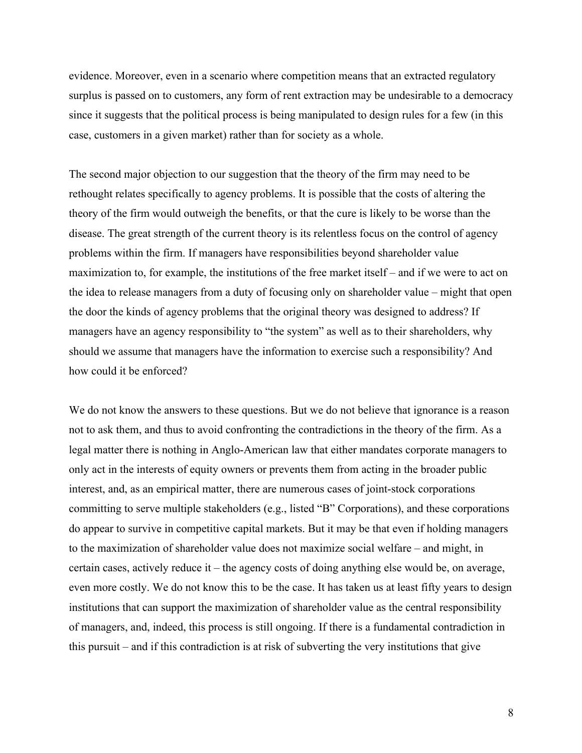evidence. Moreover, even in a scenario where competition means that an extracted regulatory surplus is passed on to customers, any form of rent extraction may be undesirable to a democracy since it suggests that the political process is being manipulated to design rules for a few (in this case, customers in a given market) rather than for society as a whole.

The second major objection to our suggestion that the theory of the firm may need to be rethought relates specifically to agency problems. It is possible that the costs of altering the theory of the firm would outweigh the benefits, or that the cure is likely to be worse than the disease. The great strength of the current theory is its relentless focus on the control of agency problems within the firm. If managers have responsibilities beyond shareholder value maximization to, for example, the institutions of the free market itself – and if we were to act on the idea to release managers from a duty of focusing only on shareholder value – might that open the door the kinds of agency problems that the original theory was designed to address? If managers have an agency responsibility to "the system" as well as to their shareholders, why should we assume that managers have the information to exercise such a responsibility? And how could it be enforced?

We do not know the answers to these questions. But we do not believe that ignorance is a reason not to ask them, and thus to avoid confronting the contradictions in the theory of the firm. As a legal matter there is nothing in Anglo-American law that either mandates corporate managers to only act in the interests of equity owners or prevents them from acting in the broader public interest, and, as an empirical matter, there are numerous cases of joint-stock corporations committing to serve multiple stakeholders (e.g., listed "B" Corporations), and these corporations do appear to survive in competitive capital markets. But it may be that even if holding managers to the maximization of shareholder value does not maximize social welfare – and might, in certain cases, actively reduce it – the agency costs of doing anything else would be, on average, even more costly. We do not know this to be the case. It has taken us at least fifty years to design institutions that can support the maximization of shareholder value as the central responsibility of managers, and, indeed, this process is still ongoing. If there is a fundamental contradiction in this pursuit – and if this contradiction is at risk of subverting the very institutions that give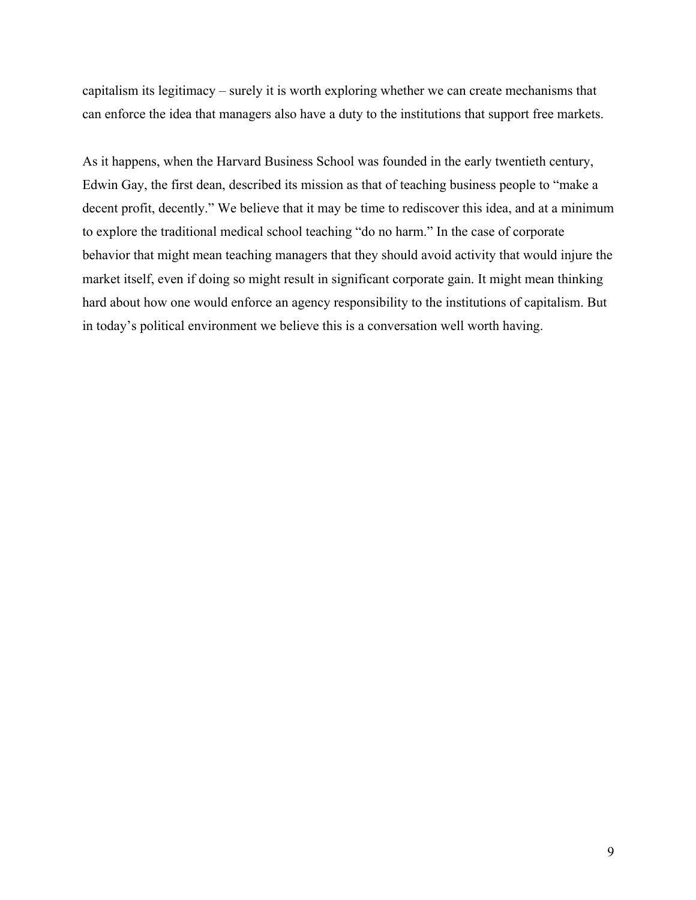capitalism its legitimacy – surely it is worth exploring whether we can create mechanisms that can enforce the idea that managers also have a duty to the institutions that support free markets.

As it happens, when the Harvard Business School was founded in the early twentieth century, Edwin Gay, the first dean, described its mission as that of teaching business people to "make a decent profit, decently." We believe that it may be time to rediscover this idea, and at a minimum to explore the traditional medical school teaching "do no harm." In the case of corporate behavior that might mean teaching managers that they should avoid activity that would injure the market itself, even if doing so might result in significant corporate gain. It might mean thinking hard about how one would enforce an agency responsibility to the institutions of capitalism. But in today's political environment we believe this is a conversation well worth having.